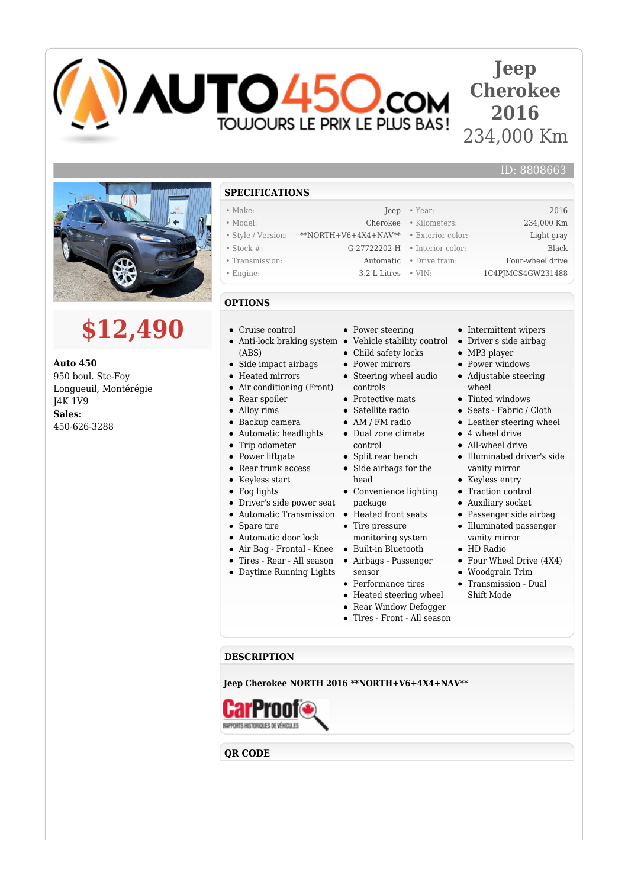AUTO450.COM
TOUJOURS LE PRIX LE PLUS BAS!

# Jeep Cherokee 2016
234,000 Km

ID: 8808663

**$12,490**

**Auto 450**
950 boul. Ste-Foy
Longueuil, Montérégie
J4K 1V9
**Sales:**
450-626-3288

## SPECIFICATIONS

| | | | |
|---|---|---|---|
| • Make: | Jeep | • Year: | 2016 |
| • Model: | Cherokee | • Kilometers: | 234,000 Km |
| • Style / Version: | **NORTH+V6+4X4+NAV** | • Exterior color: | Light gray |
| • Stock #: | G-27722202-H | • Interior color: | Black |
| • Transmission: | Automatic | • Drive train: | Four-wheel drive |
| • Engine: | 3.2 L Litres | • VIN: | 1C4PJMCS4GW231488 |

## OPTIONS

- Cruise control
- Anti-lock braking system (ABS)
- Side impact airbags
- Heated mirrors
- Air conditioning (Front)
- Rear spoiler
- Alloy rims
- Backup camera
- Automatic headlights
- Trip odometer
- Power liftgate
- Rear trunk access
- Keyless start
- Fog lights
- Driver's side power seat
- Automatic Transmission
- Spare tire
- Automatic door lock
- Air Bag - Frontal - Knee
- Tires - Rear - All season
- Daytime Running Lights
- Power steering
- Vehicle stability control
- Child safety locks
- Power mirrors
- Steering wheel audio controls
- Protective mats
- Satellite radio
- AM / FM radio
- Dual zone climate control
- Split rear bench
- Side airbags for the head
- Convenience lighting package
- Heated front seats
- Tire pressure monitoring system
- Built-in Bluetooth
- Airbags - Passenger sensor
- Performance tires
- Heated steering wheel
- Rear Window Defogger
- Tires - Front - All season
- Intermittent wipers
- Driver's side airbag
- MP3 player
- Power windows
- Adjustable steering wheel
- Tinted windows
- Seats - Fabric / Cloth
- Leather steering wheel
- 4 wheel drive
- All-wheel drive
- Illuminated driver's side vanity mirror
- Keyless entry
- Traction control
- Auxiliary socket
- Passenger side airbag
- Illuminated passenger vanity mirror
- HD Radio
- Four Wheel Drive (4X4)
- Woodgrain Trim
- Transmission - Dual Shift Mode

## DESCRIPTION

**Jeep Cherokee NORTH 2016 **NORTH+V6+4X4+NAV****

CarProof
RAPPORTS HISTORIQUES DE VÉHICULES

## QR CODE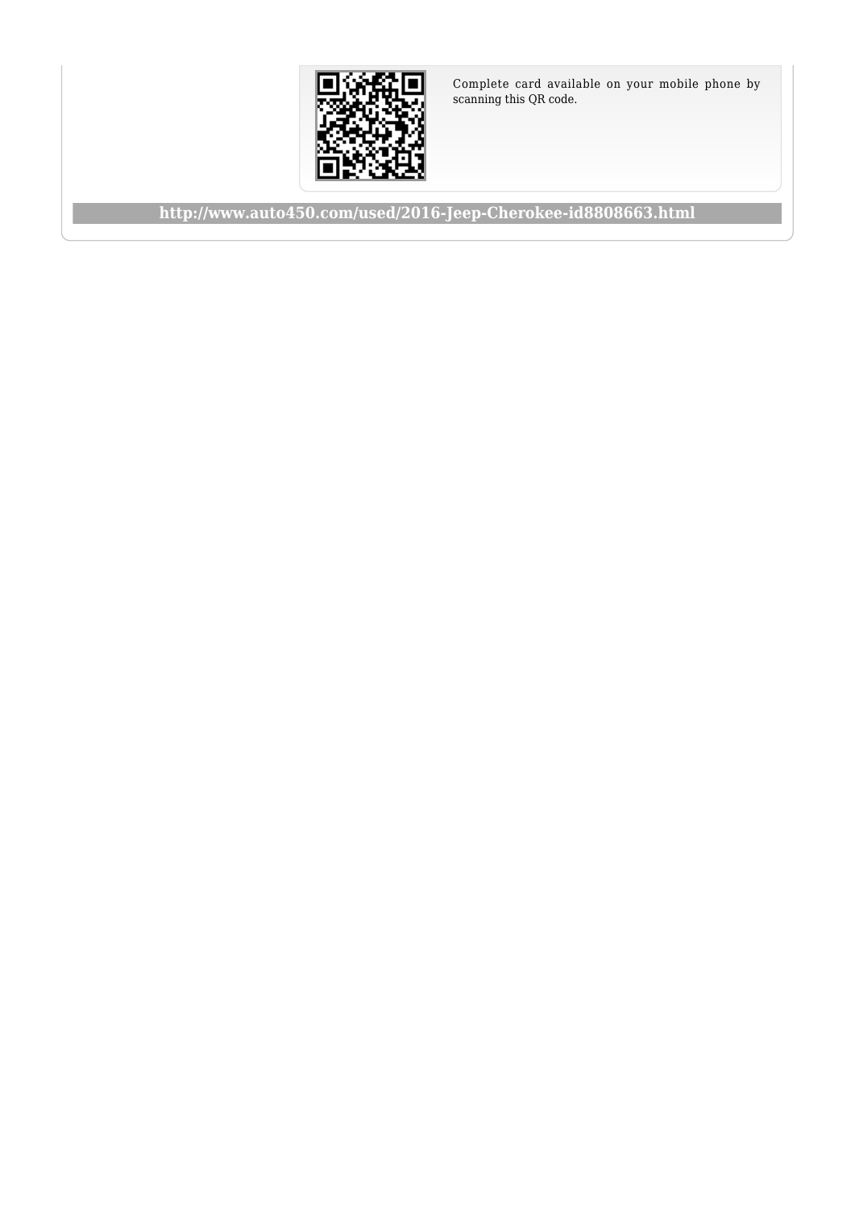Complete card available on your mobile phone by scanning this QR code.

**http://www.auto450.com/used/2016-Jeep-Cherokee-id8808663.html**